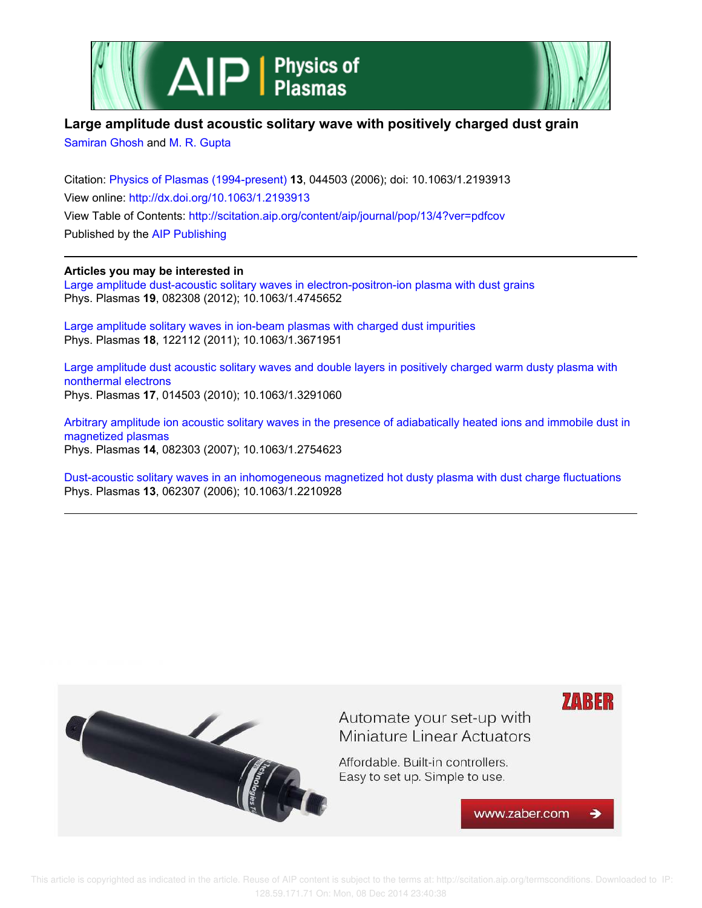# Large amplitude dust acoustic solitary wave with positively charged dust grain

Samiran Ghosh and M. R. Gupta

Citation: Physics of Plasmas (1994-present) **13**, 044503 (2006); doi: 10.1063/1.2193913

View online: http://dx.doi.org/10.1063/1.2193913

View Table of Contents: http://scitation.aip.org/content/aip/journal/pop/13/4?ver=pdfcov

Published by the AIP Publishing

**Articles you may be interested in**

Large amplitude dust-acoustic solitary waves in electron-positron-ion plasma with dust grains
Phys. Plasmas **19**, 082308 (2012); 10.1063/1.4745652

Large amplitude solitary waves in ion-beam plasmas with charged dust impurities
Phys. Plasmas **18**, 122112 (2011); 10.1063/1.3671951

Large amplitude dust acoustic solitary waves and double layers in positively charged warm dusty plasma with nonthermal electrons
Phys. Plasmas **17**, 014503 (2010); 10.1063/1.3291060

Arbitrary amplitude ion acoustic solitary waves in the presence of adiabatically heated ions and immobile dust in magnetized plasmas
Phys. Plasmas **14**, 082303 (2007); 10.1063/1.2754623

Dust-acoustic solitary waves in an inhomogeneous magnetized hot dusty plasma with dust charge fluctuations
Phys. Plasmas **13**, 062307 (2006); 10.1063/1.2210928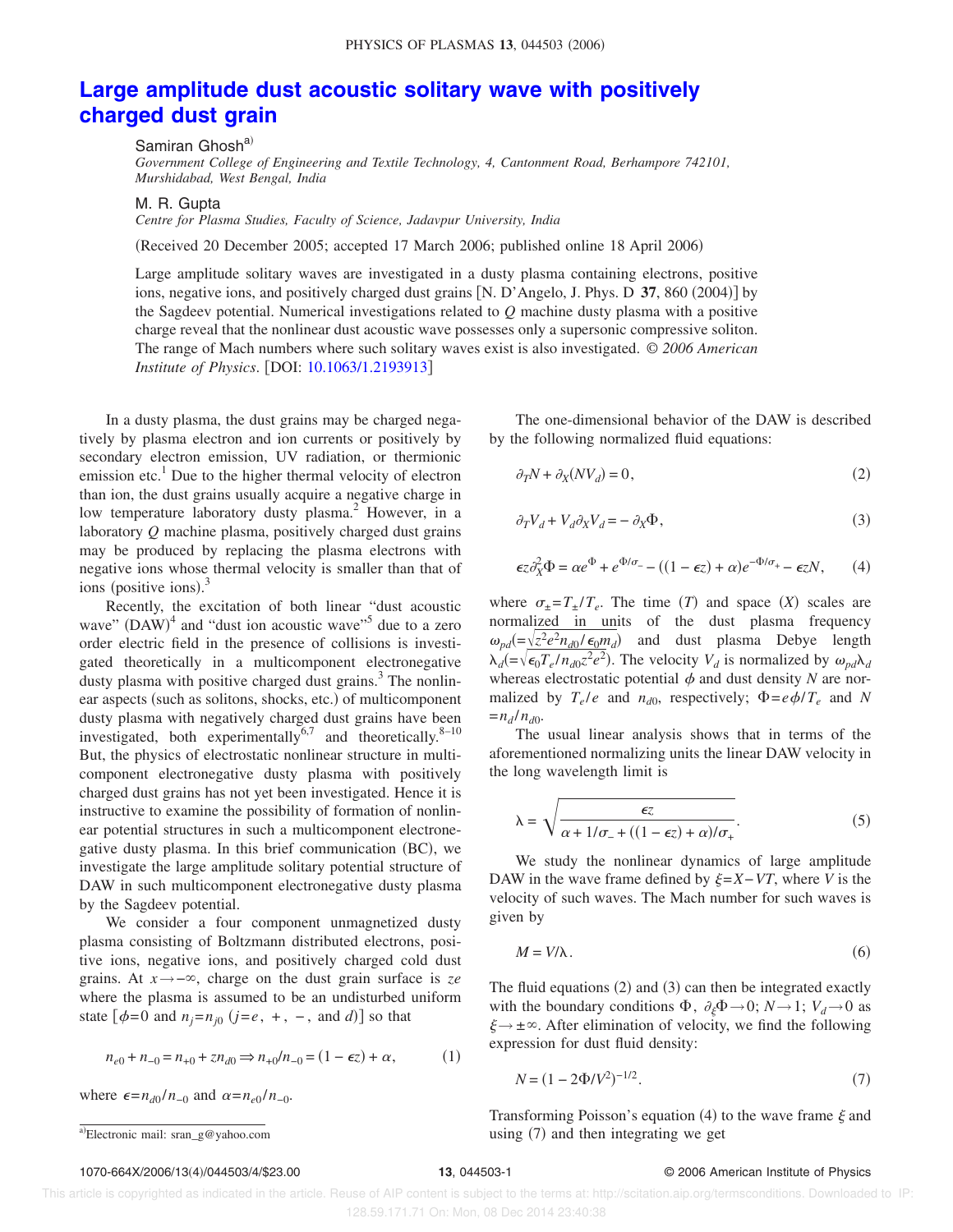# Large amplitude dust acoustic solitary wave with positively charged dust grain

Samiran Ghosh[a)]

*Government College of Engineering and Textile Technology, 4, Cantonment Road, Berhampore 742101, Murshidabad, West Bengal, India*

M. R. Gupta

*Centre for Plasma Studies, Faculty of Science, Jadavpur University, India*

(Received 20 December 2005; accepted 17 March 2006; published online 18 April 2006)

Large amplitude solitary waves are investigated in a dusty plasma containing electrons, positive ions, negative ions, and positively charged dust grains [N. D'Angelo, J. Phys. D **37**, 860 (2004)] by the Sagdeev potential. Numerical investigations related to $Q$ machine dusty plasma with a positive charge reveal that the nonlinear dust acoustic wave possesses only a supersonic compressive soliton. The range of Mach numbers where such solitary waves exist is also investigated. *© 2006 American Institute of Physics*. [DOI: 10.1063/1.2193913]

In a dusty plasma, the dust grains may be charged negatively by plasma electron and ion currents or positively by secondary electron emission, UV radiation, or thermionic emission etc.[1] Due to the higher thermal velocity of electron than ion, the dust grains usually acquire a negative charge in low temperature laboratory dusty plasma.[2] However, in a laboratory $Q$ machine plasma, positively charged dust grains may be produced by replacing the plasma electrons with negative ions whose thermal velocity is smaller than that of ions (positive ions).[3]

Recently, the excitation of both linear "dust acoustic wave" (DAW)[4] and "dust ion acoustic wave"[5] due to a zero order electric field in the presence of collisions is investigated theoretically in a multicomponent electronegative dusty plasma with positive charged dust grains.[3] The nonlinear aspects (such as solitons, shocks, etc.) of multicomponent dusty plasma with negatively charged dust grains have been investigated, both experimentally[6,7] and theoretically.[8–10] But, the physics of electrostatic nonlinear structure in multicomponent electronegative dusty plasma with positively charged dust grains has not yet been investigated. Hence it is instructive to examine the possibility of formation of nonlinear potential structures in such a multicomponent electronegative dusty plasma. In this brief communication (BC), we investigate the large amplitude solitary potential structure of DAW in such multicomponent electronegative dusty plasma by the Sagdeev potential.

We consider a four component unmagnetized dusty plasma consisting of Boltzmann distributed electrons, positive ions, negative ions, and positively charged cold dust grains. At $x\to-\infty$, charge on the dust grain surface is $ze$ where the plasma is assumed to be an undisturbed uniform state [$\phi=0$ and $n_j=n_{j0}$ ($j=e$, $+$, $-$, and $d$)] so that

$$n_{e0}+n_{-0}=n_{+0}+zn_{d0}\Rightarrow n_{+0}/n_{-0}=(1-\epsilon z)+\alpha, \tag{1}$$

where $\epsilon=n_{d0}/n_{-0}$ and $\alpha=n_{e0}/n_{-0}$.

The one-dimensional behavior of the DAW is described by the following normalized fluid equations:

$$\partial_T N+\partial_X(NV_d)=0, \tag{2}$$

$$\partial_T V_d+V_d\partial_X V_d=-\partial_X\Phi, \tag{3}$$

$$\epsilon z\partial_X^2\Phi=\alpha e^{\Phi}+e^{\Phi/\sigma_-}-((1-\epsilon z)+\alpha)e^{-\Phi/\sigma_+}-\epsilon zN, \tag{4}$$

where $\sigma_\pm=T_\pm/T_e$. The time ($T$) and space ($X$) scales are normalized in units of the dust plasma frequency $\omega_{pd}(=\sqrt{z^2e^2n_{d0}/\epsilon_0 m_d})$ and dust plasma Debye length $\lambda_d(=\sqrt{\epsilon_0 T_e/n_{d0}z^2e^2})$. The velocity $V_d$ is normalized by $\omega_{pd}\lambda_d$ whereas electrostatic potential $\phi$ and dust density $N$ are normalized by $T_e/e$ and $n_{d0}$, respectively; $\Phi=e\phi/T_e$ and $N=n_d/n_{d0}$.

The usual linear analysis shows that in terms of the aforementioned normalizing units the linear DAW velocity in the long wavelength limit is

$$\lambda=\sqrt{\frac{\epsilon z}{\alpha+1/\sigma_-+((1-\epsilon z)+\alpha)/\sigma_+}}. \tag{5}$$

We study the nonlinear dynamics of large amplitude DAW in the wave frame defined by $\xi=X-VT$, where $V$ is the velocity of such waves. The Mach number for such waves is given by

$$M=V/\lambda. \tag{6}$$

The fluid equations (2) and (3) can then be integrated exactly with the boundary conditions $\Phi$, $\partial_\xi\Phi\to 0$; $N\to 1$; $V_d\to 0$ as $\xi\to\pm\infty$. After elimination of velocity, we find the following expression for dust fluid density:

$$N=(1-2\Phi/V^2)^{-1/2}. \tag{7}$$

Transforming Poisson's equation (4) to the wave frame $\xi$ and using (7) and then integrating we get

[a)]Electronic mail: sran_g@yahoo.com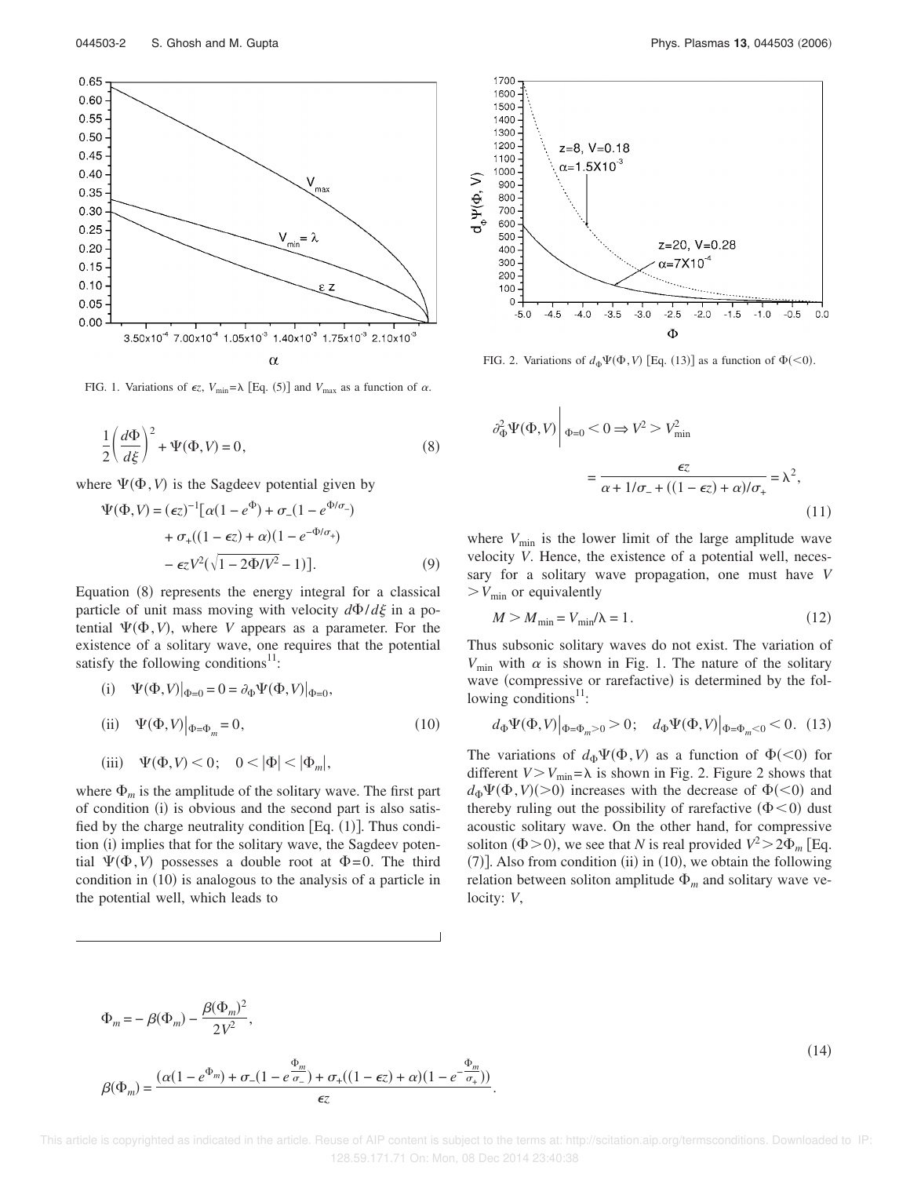FIG. 1. Variations of $\epsilon z$, $V_{\min}=\lambda$ [Eq. (5)] and $V_{\max}$ as a function of $\alpha$.

FIG. 2. Variations of $d_{\Phi}\Psi(\Phi,V)$ [Eq. (13)] as a function of $\Phi(<0)$.

$$\frac{1}{2}\left(\frac{d\Phi}{d\xi}\right)^2 + \Psi(\Phi,V) = 0, \tag{8}$$

where $\Psi(\Phi,V)$ is the Sagdeev potential given by

$$\begin{aligned}\Psi(\Phi,V) = (\epsilon z)^{-1}[&\alpha(1-e^{\Phi}) + \sigma_-(1-e^{\Phi/\sigma_-}) \\ &+ \sigma_+((1-\epsilon z)+\alpha)(1-e^{-\Phi/\sigma_+}) \\ &- \epsilon z V^2(\sqrt{1-2\Phi/V^2}-1)].\end{aligned} \tag{9}$$

Equation (8) represents the energy integral for a classical particle of unit mass moving with velocity $d\Phi/d\xi$ in a potential $\Psi(\Phi,V)$, where $V$ appears as a parameter. For the existence of a solitary wave, one requires that the potential satisfy the following conditions[11]:

$$\begin{aligned}&\text{(i)} \quad \Psi(\Phi,V)\big|_{\Phi=0} = 0 = \partial_{\Phi}\Psi(\Phi,V)\big|_{\Phi=0}, \\ &\text{(ii)} \quad \Psi(\Phi,V)\big|_{\Phi=\Phi_m} = 0, \\ &\text{(iii)} \quad \Psi(\Phi,V) < 0; \quad 0 < |\Phi| < |\Phi_m|,\end{aligned} \tag{10}$$

where $\Phi_m$ is the amplitude of the solitary wave. The first part of condition (i) is obvious and the second part is also satisfied by the charge neutrality condition [Eq. (1)]. Thus condition (i) implies that for the solitary wave, the Sagdeev potential $\Psi(\Phi,V)$ possesses a double root at $\Phi=0$. The third condition in (10) is analogous to the analysis of a particle in the potential well, which leads to

$$\partial^2_{\Phi}\Psi(\Phi,V)\Big|_{\Phi=0} < 0 \Rightarrow V^2 > V^2_{\min} = \frac{\epsilon z}{\alpha + 1/\sigma_- + ((1-\epsilon z)+\alpha)/\sigma_+} = \lambda^2, \tag{11}$$

where $V_{\min}$ is the lower limit of the large amplitude wave velocity $V$. Hence, the existence of a potential well, necessary for a solitary wave propagation, one must have $V > V_{\min}$ or equivalently

$$M > M_{\min} = V_{\min}/\lambda = 1. \tag{12}$$

Thus subsonic solitary waves do not exist. The variation of $V_{\min}$ with $\alpha$ is shown in Fig. 1. The nature of the solitary wave (compressive or rarefactive) is determined by the following conditions[11]:

$$d_{\Phi}\Psi(\Phi,V)\big|_{\Phi=\Phi_m>0} > 0; \quad d_{\Phi}\Psi(\Phi,V)\big|_{\Phi=\Phi_m<0} < 0. \tag{13}$$

The variations of $d_{\Phi}\Psi(\Phi,V)$ as a function of $\Phi(<0)$ for different $V > V_{\min}=\lambda$ is shown in Fig. 2. Figure 2 shows that $d_{\Phi}\Psi(\Phi,V)(>0)$ increases with the decrease of $\Phi(<0)$ and thereby ruling out the possibility of rarefactive $(\Phi<0)$ dust acoustic solitary wave. On the other hand, for compressive soliton $(\Phi>0)$, we see that $N$ is real provided $V^2 > 2\Phi_m$ [Eq. (7)]. Also from condition (ii) in (10), we obtain the following relation between soliton amplitude $\Phi_m$ and solitary wave velocity: $V$,

$$\begin{aligned}&\Phi_m = -\beta(\Phi_m) - \frac{\beta(\Phi_m)^2}{2V^2}, \\ &\beta(\Phi_m) = \frac{(\alpha(1-e^{\Phi_m}) + \sigma_-(1-e^{\frac{\Phi_m}{\sigma_-}}) + \sigma_+((1-\epsilon z)+\alpha)(1-e^{-\frac{\Phi_m}{\sigma_+}}))}{\epsilon z}.\end{aligned} \tag{14}$$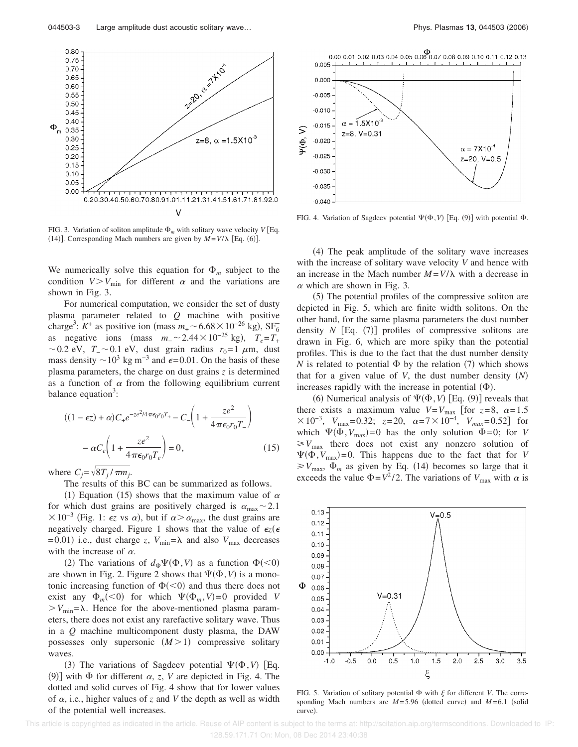FIG. 3. Variation of soliton amplitude $\Phi_m$ with solitary wave velocity $V$ [Eq. (14)]. Corresponding Mach numbers are given by $M=V/\lambda$ [Eq. (6)].

FIG. 4. Variation of Sagdeev potential $\Psi(\Phi,V)$ [Eq. (9)] with potential $\Phi$.

We numerically solve this equation for $\Phi_m$ subject to the condition $V>V_{\min}$ for different $\alpha$ and the variations are shown in Fig. 3.

For numerical computation, we consider the set of dusty plasma parameter related to $Q$ machine with positive charge[3]: $K^+$ as positive ion (mass $m_+ \sim 6.68\times 10^{-26}$ kg), $SF_6^-$ as negative ions (mass $m_- \sim 2.44\times 10^{-25}$ kg), $T_e=T_+ \sim 0.2$ eV, $T_- \sim 0.1$ eV, dust grain radius $r_0=1$ $\mu$m, dust mass density $\sim 10^3$ kg m$^{-3}$ and $\epsilon=0.01$. On the basis of these plasma parameters, the charge on dust grains $z$ is determined as a function of $\alpha$ from the following equilibrium current balance equation[3]:

$$((1-\epsilon z)+\alpha)C_+ e^{-ze^2/4\pi\epsilon_0 r_0 T_+} - C_-\left(1+\frac{ze^2}{4\pi\epsilon_0 r_0 T_-}\right) - \alpha C_e\left(1+\frac{ze^2}{4\pi\epsilon_0 r_0 T_e}\right)=0, \tag{15}$$

where $C_j=\sqrt{8T_j/\pi m_j}$.

The results of this BC can be summarized as follows.

(1) Equation (15) shows that the maximum value of $\alpha$ for which dust grains are positively charged is $\alpha_{\max}\sim 2.1\times 10^{-3}$ (Fig. 1: $\epsilon z$ vs $\alpha$), but if $\alpha>\alpha_{\max}$, the dust grains are negatively charged. Figure 1 shows that the value of $\epsilon z(\epsilon=0.01)$ i.e., dust charge $z$, $V_{\min}=\lambda$ and also $V_{\max}$ decreases with the increase of $\alpha$.

(2) The variations of $d_\Phi \Psi(\Phi,V)$ as a function $\Phi(<0)$ are shown in Fig. 2. Figure 2 shows that $\Psi(\Phi,V)$ is a monotonic increasing function of $\Phi(<0)$ and thus there does not exist any $\Phi_m(<0)$ for which $\Psi(\Phi_m,V)=0$ provided $V>V_{\min}=\lambda$. Hence for the above-mentioned plasma parameters, there does not exist any rarefactive solitary wave. Thus in a $Q$ machine multicomponent dusty plasma, the DAW possesses only supersonic $(M>1)$ compressive solitary waves.

(3) The variations of Sagdeev potential $\Psi(\Phi,V)$ [Eq. (9)] with $\Phi$ for different $\alpha$, $z$, $V$ are depicted in Fig. 4. The dotted and solid curves of Fig. 4 show that for lower values of $\alpha$, i.e., higher values of $z$ and $V$ the depth as well as width of the potential well increases.

(4) The peak amplitude of the solitary wave increases with the increase of solitary wave velocity $V$ and hence with an increase in the Mach number $M=V/\lambda$ with a decrease in $\alpha$ which are shown in Fig. 3.

(5) The potential profiles of the compressive soliton are depicted in Fig. 5, which are finite width solitons. On the other hand, for the same plasma parameters the dust number density $N$ [Eq. (7)] profiles of compressive solitons are drawn in Fig. 6, which are more spiky than the potential profiles. This is due to the fact that the dust number density $N$ is related to potential $\Phi$ by the relation (7) which shows that for a given value of $V$, the dust number density $(N)$ increases rapidly with the increase in potential $(\Phi)$.

(6) Numerical analysis of $\Psi(\Phi,V)$ [Eq. (9)] reveals that there exists a maximum value $V=V_{\max}$ [for $z=8$, $\alpha=1.5\times 10^{-3}$, $V_{\max}=0.32$; $z=20$, $\alpha=7\times 10^{-4}$, $V_{max}=0.52$] for which $\Psi(\Phi,V_{\max})=0$ has the only solution $\Phi=0$; for $V\geq V_{\max}$ there does not exist any nonzero solution of $\Psi(\Phi,V_{\max})=0$. This happens due to the fact that for $V\geq V_{\max}$, $\Phi_m$ as given by Eq. (14) becomes so large that it exceeds the value $\Phi=V^2/2$. The variations of $V_{\max}$ with $\alpha$ is

FIG. 5. Variation of solitary potential $\Phi$ with $\xi$ for different $V$. The corresponding Mach numbers are $M=5.96$ (dotted curve) and $M=6.1$ (solid curve).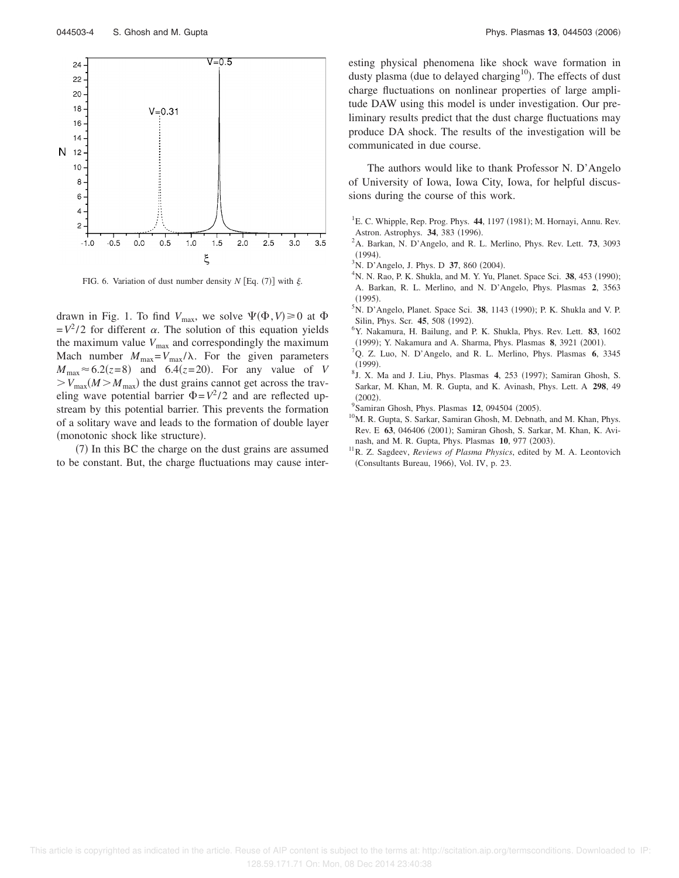V=0.5

V=0.31

N

ξ

24
22
20
18
16
14
12
10
8
6
4
2

-1.0 -0.5 0.0 0.5 1.0 1.5 2.0 2.5 3.0 3.5

FIG. 6. Variation of dust number density $N$ [Eq. (7)] with $\xi$.

drawn in Fig. 1. To find $V_{\max}$, we solve $\Psi(\Phi,V)\geq 0$ at $\Phi = V^2/2$ for different $\alpha$. The solution of this equation yields the maximum value $V_{\max}$ and correspondingly the maximum Mach number $M_{\max}=V_{\max}/\lambda$. For the given parameters $M_{\max}\approx 6.2(z=8)$ and $6.4(z=20)$. For any value of $V > V_{\max}(M > M_{\max})$ the dust grains cannot get across the traveling wave potential barrier $\Phi = V^2/2$ and are reflected upstream by this potential barrier. This prevents the formation of a solitary wave and leads to the formation of double layer (monotonic shock like structure).

(7) In this BC the charge on the dust grains are assumed to be constant. But, the charge fluctuations may cause interesting physical phenomena like shock wave formation in dusty plasma (due to delayed charging[10]). The effects of dust charge fluctuations on nonlinear properties of large amplitude DAW using this model is under investigation. Our preliminary results predict that the dust charge fluctuations may produce DA shock. The results of the investigation will be communicated in due course.

The authors would like to thank Professor N. D'Angelo of University of Iowa, Iowa City, Iowa, for helpful discussions during the course of this work.

[1] E. C. Whipple, Rep. Prog. Phys. **44**, 1197 (1981); M. Hornayi, Annu. Rev. Astron. Astrophys. **34**, 383 (1996).
[2] A. Barkan, N. D'Angelo, and R. L. Merlino, Phys. Rev. Lett. **73**, 3093 (1994).
[3] N. D'Angelo, J. Phys. D **37**, 860 (2004).
[4] N. N. Rao, P. K. Shukla, and M. Y. Yu, Planet. Space Sci. **38**, 453 (1990); A. Barkan, R. L. Merlino, and N. D'Angelo, Phys. Plasmas **2**, 3563 (1995).
[5] N. D'Angelo, Planet. Space Sci. **38**, 1143 (1990); P. K. Shukla and V. P. Silin, Phys. Scr. **45**, 508 (1992).
[6] Y. Nakamura, H. Bailung, and P. K. Shukla, Phys. Rev. Lett. **83**, 1602 (1999); Y. Nakamura and A. Sharma, Phys. Plasmas **8**, 3921 (2001).
[7] Q. Z. Luo, N. D'Angelo, and R. L. Merlino, Phys. Plasmas **6**, 3345 (1999).
[8] J. X. Ma and J. Liu, Phys. Plasmas **4**, 253 (1997); Samiran Ghosh, S. Sarkar, M. Khan, M. R. Gupta, and K. Avinash, Phys. Lett. A **298**, 49 (2002).
[9] Samiran Ghosh, Phys. Plasmas **12**, 094504 (2005).
[10] M. R. Gupta, S. Sarkar, Samiran Ghosh, M. Debnath, and M. Khan, Phys. Rev. E **63**, 046406 (2001); Samiran Ghosh, S. Sarkar, M. Khan, K. Avinash, and M. R. Gupta, Phys. Plasmas **10**, 977 (2003).
[11] R. Z. Sagdeev, *Reviews of Plasma Physics*, edited by M. A. Leontovich (Consultants Bureau, 1966), Vol. IV, p. 23.